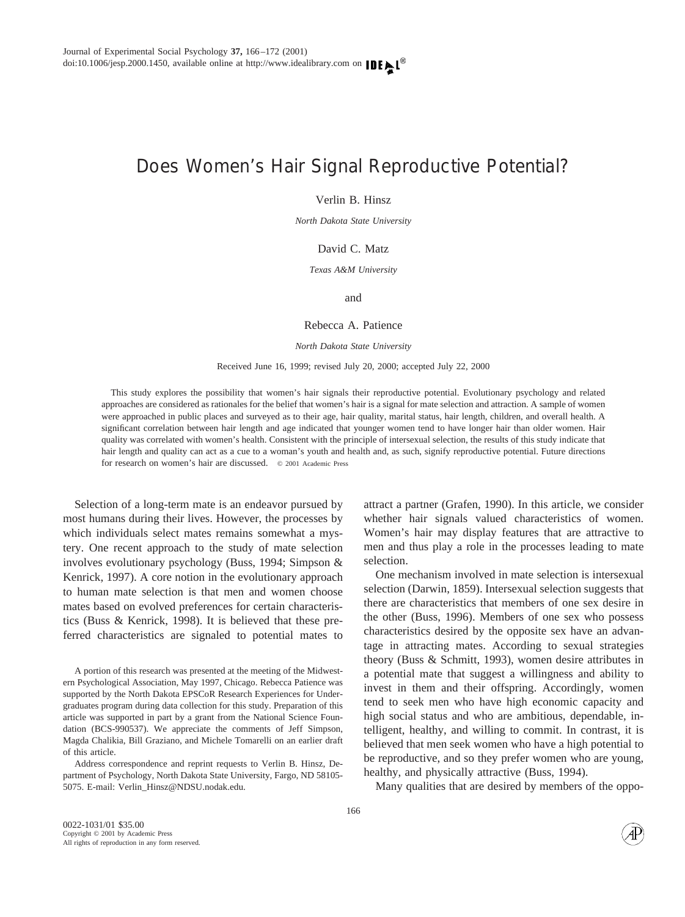# Does Women's Hair Signal Reproductive Potential?

Verlin B. Hinsz

*North Dakota State University*

David C. Matz

*Texas A&M University*

and

Rebecca A. Patience

*North Dakota State University*

Received June 16, 1999; revised July 20, 2000; accepted July 22, 2000

This study explores the possibility that women's hair signals their reproductive potential. Evolutionary psychology and related approaches are considered as rationales for the belief that women's hair is a signal for mate selection and attraction. A sample of women were approached in public places and surveyed as to their age, hair quality, marital status, hair length, children, and overall health. A significant correlation between hair length and age indicated that younger women tend to have longer hair than older women. Hair quality was correlated with women's health. Consistent with the principle of intersexual selection, the results of this study indicate that hair length and quality can act as a cue to a woman's youth and health and, as such, signify reproductive potential. Future directions for research on women's hair are discussed. © 2001 Academic Press

Selection of a long-term mate is an endeavor pursued by most humans during their lives. However, the processes by which individuals select mates remains somewhat a mystery. One recent approach to the study of mate selection involves evolutionary psychology (Buss, 1994; Simpson & Kenrick, 1997). A core notion in the evolutionary approach to human mate selection is that men and women choose mates based on evolved preferences for certain characteristics (Buss & Kenrick, 1998). It is believed that these preferred characteristics are signaled to potential mates to attract a partner (Grafen, 1990). In this article, we consider whether hair signals valued characteristics of women. Women's hair may display features that are attractive to men and thus play a role in the processes leading to mate selection.

One mechanism involved in mate selection is intersexual selection (Darwin, 1859). Intersexual selection suggests that there are characteristics that members of one sex desire in the other (Buss, 1996). Members of one sex who possess characteristics desired by the opposite sex have an advantage in attracting mates. According to sexual strategies theory (Buss & Schmitt, 1993), women desire attributes in a potential mate that suggest a willingness and ability to invest in them and their offspring. Accordingly, women tend to seek men who have high economic capacity and high social status and who are ambitious, dependable, intelligent, healthy, and willing to commit. In contrast, it is believed that men seek women who have a high potential to be reproductive, and so they prefer women who are young, healthy, and physically attractive (Buss, 1994).

Many qualities that are desired by members of the oppo-

A portion of this research was presented at the meeting of the Midwestern Psychological Association, May 1997, Chicago. Rebecca Patience was supported by the North Dakota EPSCoR Research Experiences for Undergraduates program during data collection for this study. Preparation of this article was supported in part by a grant from the National Science Foundation (BCS-990537). We appreciate the comments of Jeff Simpson, Magda Chalikia, Bill Graziano, and Michele Tomarelli on an earlier draft of this article.

Address correspondence and reprint requests to Verlin B. Hinsz, Department of Psychology, North Dakota State University, Fargo, ND 58105-5075. E-mail: Verlin_Hinsz@NDSU.nodak.edu.

0022-1031/01 $35.00
Copyright © 2001 by Academic Press
All rights of reproduction in any form reserved.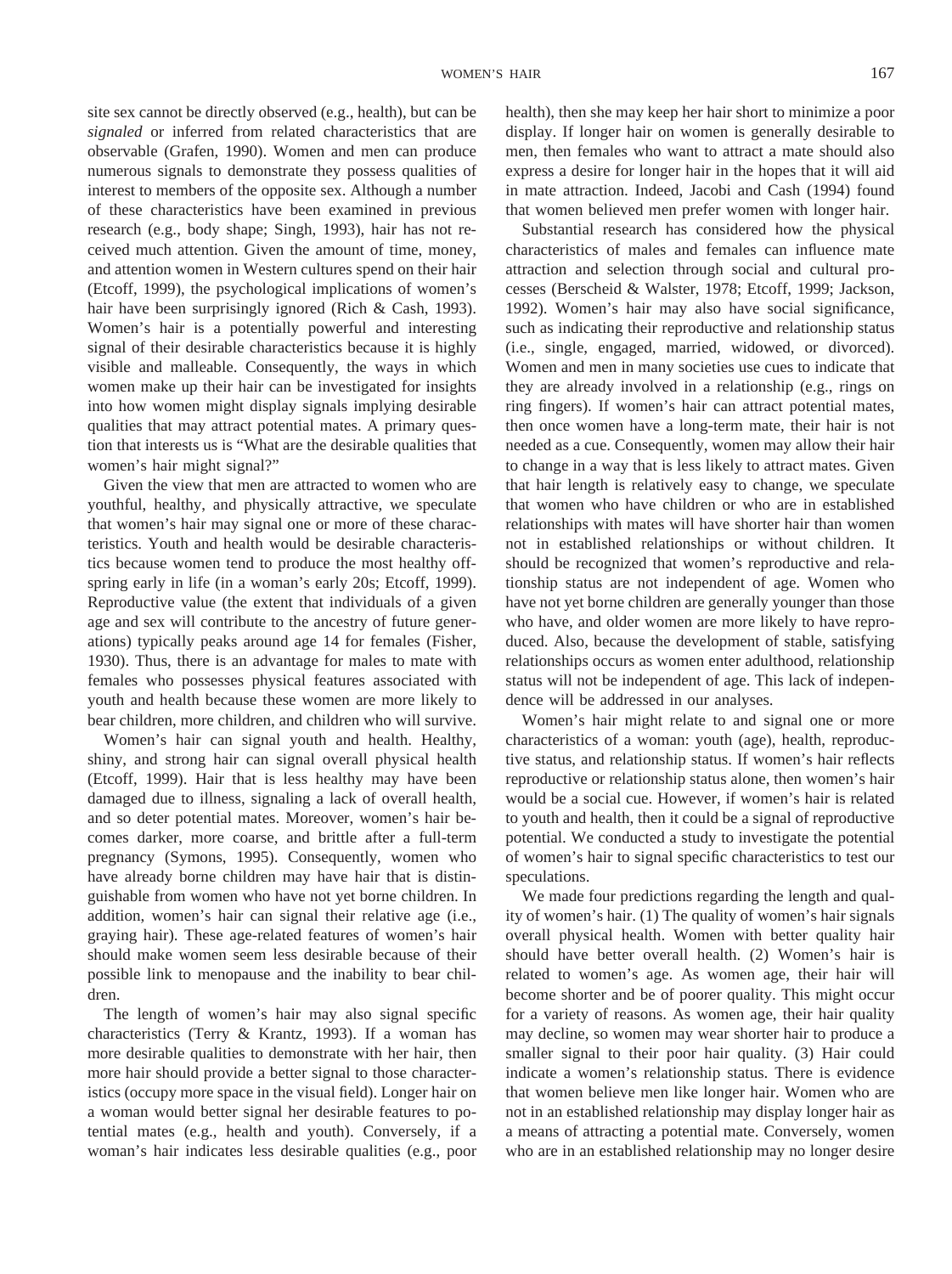site sex cannot be directly observed (e.g., health), but can be *signaled* or inferred from related characteristics that are observable (Grafen, 1990). Women and men can produce numerous signals to demonstrate they possess qualities of interest to members of the opposite sex. Although a number of these characteristics have been examined in previous research (e.g., body shape; Singh, 1993), hair has not received much attention. Given the amount of time, money, and attention women in Western cultures spend on their hair (Etcoff, 1999), the psychological implications of women's hair have been surprisingly ignored (Rich & Cash, 1993). Women's hair is a potentially powerful and interesting signal of their desirable characteristics because it is highly visible and malleable. Consequently, the ways in which women make up their hair can be investigated for insights into how women might display signals implying desirable qualities that may attract potential mates. A primary question that interests us is "What are the desirable qualities that women's hair might signal?"

Given the view that men are attracted to women who are youthful, healthy, and physically attractive, we speculate that women's hair may signal one or more of these characteristics. Youth and health would be desirable characteristics because women tend to produce the most healthy offspring early in life (in a woman's early 20s; Etcoff, 1999). Reproductive value (the extent that individuals of a given age and sex will contribute to the ancestry of future generations) typically peaks around age 14 for females (Fisher, 1930). Thus, there is an advantage for males to mate with females who possesses physical features associated with youth and health because these women are more likely to bear children, more children, and children who will survive.

Women's hair can signal youth and health. Healthy, shiny, and strong hair can signal overall physical health (Etcoff, 1999). Hair that is less healthy may have been damaged due to illness, signaling a lack of overall health, and so deter potential mates. Moreover, women's hair becomes darker, more coarse, and brittle after a full-term pregnancy (Symons, 1995). Consequently, women who have already borne children may have hair that is distinguishable from women who have not yet borne children. In addition, women's hair can signal their relative age (i.e., graying hair). These age-related features of women's hair should make women seem less desirable because of their possible link to menopause and the inability to bear children.

The length of women's hair may also signal specific characteristics (Terry & Krantz, 1993). If a woman has more desirable qualities to demonstrate with her hair, then more hair should provide a better signal to those characteristics (occupy more space in the visual field). Longer hair on a woman would better signal her desirable features to potential mates (e.g., health and youth). Conversely, if a woman's hair indicates less desirable qualities (e.g., poor health), then she may keep her hair short to minimize a poor display. If longer hair on women is generally desirable to men, then females who want to attract a mate should also express a desire for longer hair in the hopes that it will aid in mate attraction. Indeed, Jacobi and Cash (1994) found that women believed men prefer women with longer hair.

Substantial research has considered how the physical characteristics of males and females can influence mate attraction and selection through social and cultural processes (Berscheid & Walster, 1978; Etcoff, 1999; Jackson, 1992). Women's hair may also have social significance, such as indicating their reproductive and relationship status (i.e., single, engaged, married, widowed, or divorced). Women and men in many societies use cues to indicate that they are already involved in a relationship (e.g., rings on ring fingers). If women's hair can attract potential mates, then once women have a long-term mate, their hair is not needed as a cue. Consequently, women may allow their hair to change in a way that is less likely to attract mates. Given that hair length is relatively easy to change, we speculate that women who have children or who are in established relationships with mates will have shorter hair than women not in established relationships or without children. It should be recognized that women's reproductive and relationship status are not independent of age. Women who have not yet borne children are generally younger than those who have, and older women are more likely to have reproduced. Also, because the development of stable, satisfying relationships occurs as women enter adulthood, relationship status will not be independent of age. This lack of independence will be addressed in our analyses.

Women's hair might relate to and signal one or more characteristics of a woman: youth (age), health, reproductive status, and relationship status. If women's hair reflects reproductive or relationship status alone, then women's hair would be a social cue. However, if women's hair is related to youth and health, then it could be a signal of reproductive potential. We conducted a study to investigate the potential of women's hair to signal specific characteristics to test our speculations.

We made four predictions regarding the length and quality of women's hair. (1) The quality of women's hair signals overall physical health. Women with better quality hair should have better overall health. (2) Women's hair is related to women's age. As women age, their hair will become shorter and be of poorer quality. This might occur for a variety of reasons. As women age, their hair quality may decline, so women may wear shorter hair to produce a smaller signal to their poor hair quality. (3) Hair could indicate a women's relationship status. There is evidence that women believe men like longer hair. Women who are not in an established relationship may display longer hair as a means of attracting a potential mate. Conversely, women who are in an established relationship may no longer desire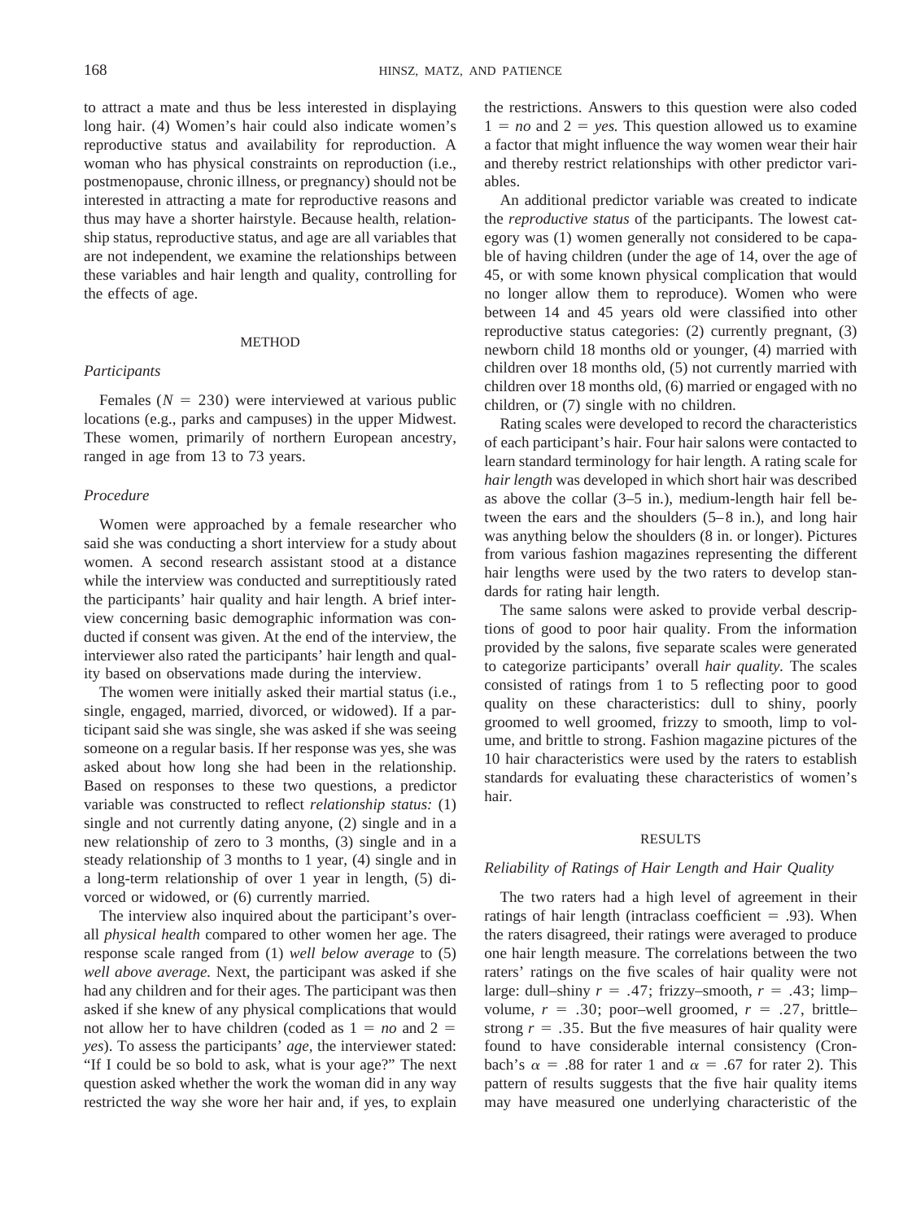to attract a mate and thus be less interested in displaying long hair. (4) Women's hair could also indicate women's reproductive status and availability for reproduction. A woman who has physical constraints on reproduction (i.e., postmenopause, chronic illness, or pregnancy) should not be interested in attracting a mate for reproductive reasons and thus may have a shorter hairstyle. Because health, relationship status, reproductive status, and age are all variables that are not independent, we examine the relationships between these variables and hair length and quality, controlling for the effects of age.

## METHOD

### *Participants*

Females ($N = 230$) were interviewed at various public locations (e.g., parks and campuses) in the upper Midwest. These women, primarily of northern European ancestry, ranged in age from 13 to 73 years.

### *Procedure*

Women were approached by a female researcher who said she was conducting a short interview for a study about women. A second research assistant stood at a distance while the interview was conducted and surreptitiously rated the participants' hair quality and hair length. A brief interview concerning basic demographic information was conducted if consent was given. At the end of the interview, the interviewer also rated the participants' hair length and quality based on observations made during the interview.

The women were initially asked their martial status (i.e., single, engaged, married, divorced, or widowed). If a participant said she was single, she was asked if she was seeing someone on a regular basis. If her response was yes, she was asked about how long she had been in the relationship. Based on responses to these two questions, a predictor variable was constructed to reflect *relationship status:* (1) single and not currently dating anyone, (2) single and in a new relationship of zero to 3 months, (3) single and in a steady relationship of 3 months to 1 year, (4) single and in a long-term relationship of over 1 year in length, (5) divorced or widowed, or (6) currently married.

The interview also inquired about the participant's overall *physical health* compared to other women her age. The response scale ranged from (1) *well below average* to (5) *well above average.* Next, the participant was asked if she had any children and for their ages. The participant was then asked if she knew of any physical complications that would not allow her to have children (coded as 1 = *no* and 2 = *yes*). To assess the participants' *age*, the interviewer stated: "If I could be so bold to ask, what is your age?" The next question asked whether the work the woman did in any way restricted the way she wore her hair and, if yes, to explain the restrictions. Answers to this question were also coded 1 = *no* and 2 = *yes.* This question allowed us to examine a factor that might influence the way women wear their hair and thereby restrict relationships with other predictor variables.

An additional predictor variable was created to indicate the *reproductive status* of the participants. The lowest category was (1) women generally not considered to be capable of having children (under the age of 14, over the age of 45, or with some known physical complication that would no longer allow them to reproduce). Women who were between 14 and 45 years old were classified into other reproductive status categories: (2) currently pregnant, (3) newborn child 18 months old or younger, (4) married with children over 18 months old, (5) not currently married with children over 18 months old, (6) married or engaged with no children, or (7) single with no children.

Rating scales were developed to record the characteristics of each participant's hair. Four hair salons were contacted to learn standard terminology for hair length. A rating scale for *hair length* was developed in which short hair was described as above the collar (3–5 in.), medium-length hair fell between the ears and the shoulders (5–8 in.), and long hair was anything below the shoulders (8 in. or longer). Pictures from various fashion magazines representing the different hair lengths were used by the two raters to develop standards for rating hair length.

The same salons were asked to provide verbal descriptions of good to poor hair quality. From the information provided by the salons, five separate scales were generated to categorize participants' overall *hair quality.* The scales consisted of ratings from 1 to 5 reflecting poor to good quality on these characteristics: dull to shiny, poorly groomed to well groomed, frizzy to smooth, limp to volume, and brittle to strong. Fashion magazine pictures of the 10 hair characteristics were used by the raters to establish standards for evaluating these characteristics of women's hair.

## RESULTS

### *Reliability of Ratings of Hair Length and Hair Quality*

The two raters had a high level of agreement in their ratings of hair length (intraclass coefficient = .93). When the raters disagreed, their ratings were averaged to produce one hair length measure. The correlations between the two raters' ratings on the five scales of hair quality were not large: dull–shiny $r = .47$; frizzy–smooth, $r = .43$; limp–volume, $r = .30$; poor–well groomed, $r = .27$, brittle–strong $r = .35$. But the five measures of hair quality were found to have considerable internal consistency (Cronbach's $\alpha = .88$ for rater 1 and $\alpha = .67$ for rater 2). This pattern of results suggests that the five hair quality items may have measured one underlying characteristic of the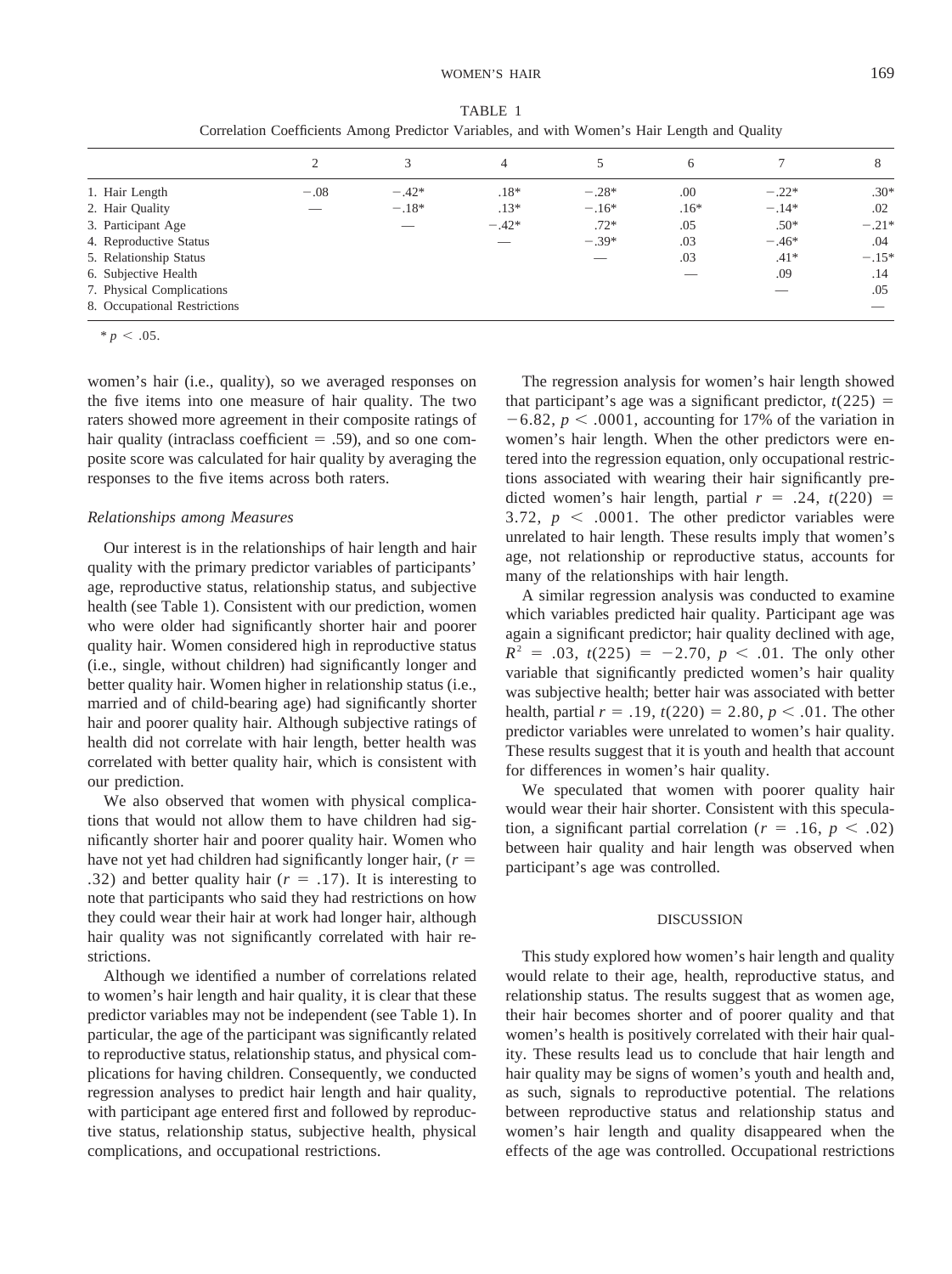TABLE 1
Correlation Coefficients Among Predictor Variables, and with Women's Hair Length and Quality

| | 2 | 3 | 4 | 5 | 6 | 7 | 8 |
|---|---|---|---|---|---|---|---|
| 1. Hair Length | −.08 | −.42* | .18* | −.28* | .00 | −.22* | .30* |
| 2. Hair Quality | — | −.18* | .13* | −.16* | .16* | −.14* | .02 |
| 3. Participant Age | | — | −.42* | .72* | .05 | .50* | −.21* |
| 4. Reproductive Status | | | — | −.39* | .03 | −.46* | .04 |
| 5. Relationship Status | | | | — | .03 | .41* | −.15* |
| 6. Subjective Health | | | | | — | .09 | .14 |
| 7. Physical Complications | | | | | | — | .05 |
| 8. Occupational Restrictions | | | | | | | — |

* $p < .05$.

women's hair (i.e., quality), so we averaged responses on the five items into one measure of hair quality. The two raters showed more agreement in their composite ratings of hair quality (intraclass coefficient = .59), and so one composite score was calculated for hair quality by averaging the responses to the five items across both raters.

### *Relationships among Measures*

Our interest is in the relationships of hair length and hair quality with the primary predictor variables of participants' age, reproductive status, relationship status, and subjective health (see Table 1). Consistent with our prediction, women who were older had significantly shorter hair and poorer quality hair. Women considered high in reproductive status (i.e., single, without children) had significantly longer and better quality hair. Women higher in relationship status (i.e., married and of child-bearing age) had significantly shorter hair and poorer quality hair. Although subjective ratings of health did not correlate with hair length, better health was correlated with better quality hair, which is consistent with our prediction.

We also observed that women with physical complications that would not allow them to have children had significantly shorter hair and poorer quality hair. Women who have not yet had children had significantly longer hair, ($r$ = .32) and better quality hair ($r$ = .17). It is interesting to note that participants who said they had restrictions on how they could wear their hair at work had longer hair, although hair quality was not significantly correlated with hair restrictions.

Although we identified a number of correlations related to women's hair length and hair quality, it is clear that these predictor variables may not be independent (see Table 1). In particular, the age of the participant was significantly related to reproductive status, relationship status, and physical complications for having children. Consequently, we conducted regression analyses to predict hair length and hair quality, with participant age entered first and followed by reproductive status, relationship status, subjective health, physical complications, and occupational restrictions.

The regression analysis for women's hair length showed that participant's age was a significant predictor, $t(225) = -6.82$, $p < .0001$, accounting for 17% of the variation in women's hair length. When the other predictors were entered into the regression equation, only occupational restrictions associated with wearing their hair significantly predicted women's hair length, partial $r = .24$, $t(220) = 3.72$, $p < .0001$. The other predictor variables were unrelated to hair length. These results imply that women's age, not relationship or reproductive status, accounts for many of the relationships with hair length.

A similar regression analysis was conducted to examine which variables predicted hair quality. Participant age was again a significant predictor; hair quality declined with age, $R^2 = .03$, $t(225) = -2.70$, $p < .01$. The only other variable that significantly predicted women's hair quality was subjective health; better hair was associated with better health, partial $r = .19$, $t(220) = 2.80$, $p < .01$. The other predictor variables were unrelated to women's hair quality. These results suggest that it is youth and health that account for differences in women's hair quality.

We speculated that women with poorer quality hair would wear their hair shorter. Consistent with this speculation, a significant partial correlation ($r = .16$, $p < .02$) between hair quality and hair length was observed when participant's age was controlled.

## DISCUSSION

This study explored how women's hair length and quality would relate to their age, health, reproductive status, and relationship status. The results suggest that as women age, their hair becomes shorter and of poorer quality and that women's health is positively correlated with their hair quality. These results lead us to conclude that hair length and hair quality may be signs of women's youth and health and, as such, signals to reproductive potential. The relations between reproductive status and relationship status and women's hair length and quality disappeared when the effects of the age was controlled. Occupational restrictions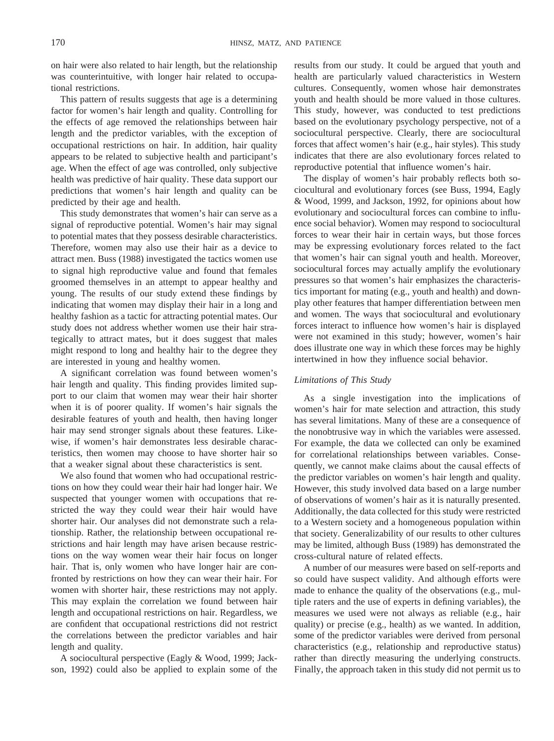on hair were also related to hair length, but the relationship was counterintuitive, with longer hair related to occupational restrictions.

This pattern of results suggests that age is a determining factor for women's hair length and quality. Controlling for the effects of age removed the relationships between hair length and the predictor variables, with the exception of occupational restrictions on hair. In addition, hair quality appears to be related to subjective health and participant's age. When the effect of age was controlled, only subjective health was predictive of hair quality. These data support our predictions that women's hair length and quality can be predicted by their age and health.

This study demonstrates that women's hair can serve as a signal of reproductive potential. Women's hair may signal to potential mates that they possess desirable characteristics. Therefore, women may also use their hair as a device to attract men. Buss (1988) investigated the tactics women use to signal high reproductive value and found that females groomed themselves in an attempt to appear healthy and young. The results of our study extend these findings by indicating that women may display their hair in a long and healthy fashion as a tactic for attracting potential mates. Our study does not address whether women use their hair strategically to attract mates, but it does suggest that males might respond to long and healthy hair to the degree they are interested in young and healthy women.

A significant correlation was found between women's hair length and quality. This finding provides limited support to our claim that women may wear their hair shorter when it is of poorer quality. If women's hair signals the desirable features of youth and health, then having longer hair may send stronger signals about these features. Likewise, if women's hair demonstrates less desirable characteristics, then women may choose to have shorter hair so that a weaker signal about these characteristics is sent.

We also found that women who had occupational restrictions on how they could wear their hair had longer hair. We suspected that younger women with occupations that restricted the way they could wear their hair would have shorter hair. Our analyses did not demonstrate such a relationship. Rather, the relationship between occupational restrictions and hair length may have arisen because restrictions on the way women wear their hair focus on longer hair. That is, only women who have longer hair are confronted by restrictions on how they can wear their hair. For women with shorter hair, these restrictions may not apply. This may explain the correlation we found between hair length and occupational restrictions on hair. Regardless, we are confident that occupational restrictions did not restrict the correlations between the predictor variables and hair length and quality.

A sociocultural perspective (Eagly & Wood, 1999; Jackson, 1992) could also be applied to explain some of the results from our study. It could be argued that youth and health are particularly valued characteristics in Western cultures. Consequently, women whose hair demonstrates youth and health should be more valued in those cultures. This study, however, was conducted to test predictions based on the evolutionary psychology perspective, not of a sociocultural perspective. Clearly, there are sociocultural forces that affect women's hair (e.g., hair styles). This study indicates that there are also evolutionary forces related to reproductive potential that influence women's hair.

The display of women's hair probably reflects both sociocultural and evolutionary forces (see Buss, 1994, Eagly & Wood, 1999, and Jackson, 1992, for opinions about how evolutionary and sociocultural forces can combine to influence social behavior). Women may respond to sociocultural forces to wear their hair in certain ways, but those forces may be expressing evolutionary forces related to the fact that women's hair can signal youth and health. Moreover, sociocultural forces may actually amplify the evolutionary pressures so that women's hair emphasizes the characteristics important for mating (e.g., youth and health) and downplay other features that hamper differentiation between men and women. The ways that sociocultural and evolutionary forces interact to influence how women's hair is displayed were not examined in this study; however, women's hair does illustrate one way in which these forces may be highly intertwined in how they influence social behavior.

### *Limitations of This Study*

As a single investigation into the implications of women's hair for mate selection and attraction, this study has several limitations. Many of these are a consequence of the nonobtrusive way in which the variables were assessed. For example, the data we collected can only be examined for correlational relationships between variables. Consequently, we cannot make claims about the causal effects of the predictor variables on women's hair length and quality. However, this study involved data based on a large number of observations of women's hair as it is naturally presented. Additionally, the data collected for this study were restricted to a Western society and a homogeneous population within that society. Generalizability of our results to other cultures may be limited, although Buss (1989) has demonstrated the cross-cultural nature of related effects.

A number of our measures were based on self-reports and so could have suspect validity. And although efforts were made to enhance the quality of the observations (e.g., multiple raters and the use of experts in defining variables), the measures we used were not always as reliable (e.g., hair quality) or precise (e.g., health) as we wanted. In addition, some of the predictor variables were derived from personal characteristics (e.g., relationship and reproductive status) rather than directly measuring the underlying constructs. Finally, the approach taken in this study did not permit us to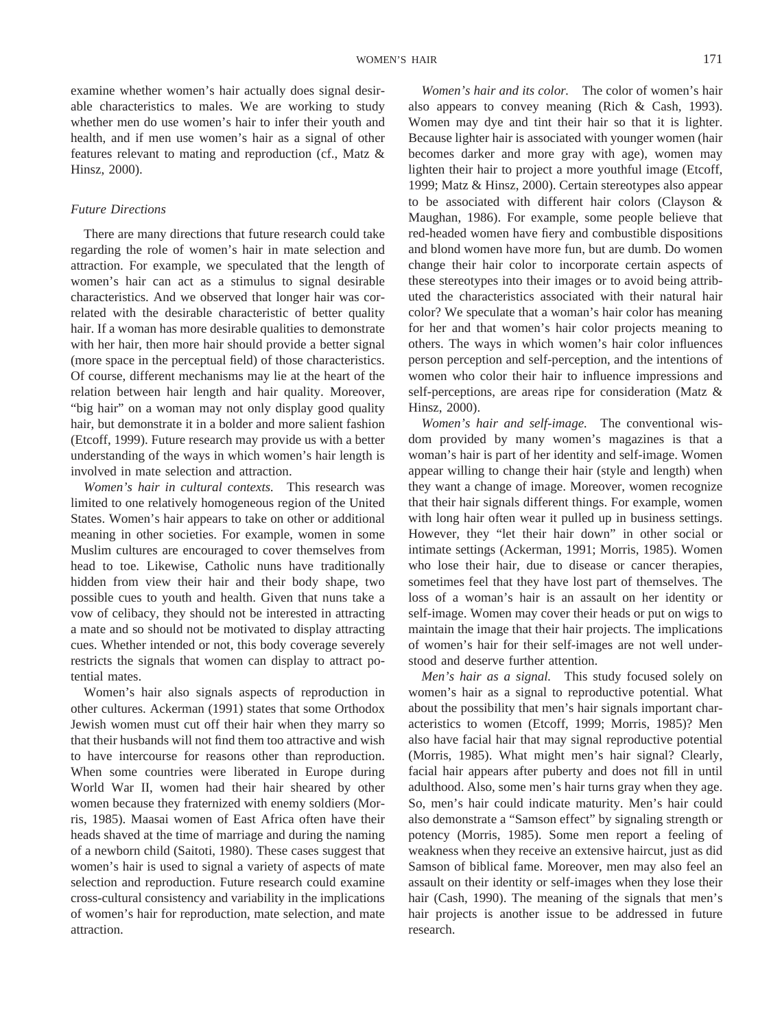examine whether women's hair actually does signal desirable characteristics to males. We are working to study whether men do use women's hair to infer their youth and health, and if men use women's hair as a signal of other features relevant to mating and reproduction (cf., Matz & Hinsz, 2000).

### *Future Directions*

There are many directions that future research could take regarding the role of women's hair in mate selection and attraction. For example, we speculated that the length of women's hair can act as a stimulus to signal desirable characteristics. And we observed that longer hair was correlated with the desirable characteristic of better quality hair. If a woman has more desirable qualities to demonstrate with her hair, then more hair should provide a better signal (more space in the perceptual field) of those characteristics. Of course, different mechanisms may lie at the heart of the relation between hair length and hair quality. Moreover, "big hair" on a woman may not only display good quality hair, but demonstrate it in a bolder and more salient fashion (Etcoff, 1999). Future research may provide us with a better understanding of the ways in which women's hair length is involved in mate selection and attraction.

*Women's hair in cultural contexts.* This research was limited to one relatively homogeneous region of the United States. Women's hair appears to take on other or additional meaning in other societies. For example, women in some Muslim cultures are encouraged to cover themselves from head to toe. Likewise, Catholic nuns have traditionally hidden from view their hair and their body shape, two possible cues to youth and health. Given that nuns take a vow of celibacy, they should not be interested in attracting a mate and so should not be motivated to display attracting cues. Whether intended or not, this body coverage severely restricts the signals that women can display to attract potential mates.

Women's hair also signals aspects of reproduction in other cultures. Ackerman (1991) states that some Orthodox Jewish women must cut off their hair when they marry so that their husbands will not find them too attractive and wish to have intercourse for reasons other than reproduction. When some countries were liberated in Europe during World War II, women had their hair sheared by other women because they fraternized with enemy soldiers (Morris, 1985). Maasai women of East Africa often have their heads shaved at the time of marriage and during the naming of a newborn child (Saitoti, 1980). These cases suggest that women's hair is used to signal a variety of aspects of mate selection and reproduction. Future research could examine cross-cultural consistency and variability in the implications of women's hair for reproduction, mate selection, and mate attraction.

*Women's hair and its color.* The color of women's hair also appears to convey meaning (Rich & Cash, 1993). Women may dye and tint their hair so that it is lighter. Because lighter hair is associated with younger women (hair becomes darker and more gray with age), women may lighten their hair to project a more youthful image (Etcoff, 1999; Matz & Hinsz, 2000). Certain stereotypes also appear to be associated with different hair colors (Clayson & Maughan, 1986). For example, some people believe that red-headed women have fiery and combustible dispositions and blond women have more fun, but are dumb. Do women change their hair color to incorporate certain aspects of these stereotypes into their images or to avoid being attributed the characteristics associated with their natural hair color? We speculate that a woman's hair color has meaning for her and that women's hair color projects meaning to others. The ways in which women's hair color influences person perception and self-perception, and the intentions of women who color their hair to influence impressions and self-perceptions, are areas ripe for consideration (Matz & Hinsz, 2000).

*Women's hair and self-image.* The conventional wisdom provided by many women's magazines is that a woman's hair is part of her identity and self-image. Women appear willing to change their hair (style and length) when they want a change of image. Moreover, women recognize that their hair signals different things. For example, women with long hair often wear it pulled up in business settings. However, they "let their hair down" in other social or intimate settings (Ackerman, 1991; Morris, 1985). Women who lose their hair, due to disease or cancer therapies, sometimes feel that they have lost part of themselves. The loss of a woman's hair is an assault on her identity or self-image. Women may cover their heads or put on wigs to maintain the image that their hair projects. The implications of women's hair for their self-images are not well understood and deserve further attention.

*Men's hair as a signal.* This study focused solely on women's hair as a signal to reproductive potential. What about the possibility that men's hair signals important characteristics to women (Etcoff, 1999; Morris, 1985)? Men also have facial hair that may signal reproductive potential (Morris, 1985). What might men's hair signal? Clearly, facial hair appears after puberty and does not fill in until adulthood. Also, some men's hair turns gray when they age. So, men's hair could indicate maturity. Men's hair could also demonstrate a "Samson effect" by signaling strength or potency (Morris, 1985). Some men report a feeling of weakness when they receive an extensive haircut, just as did Samson of biblical fame. Moreover, men may also feel an assault on their identity or self-images when they lose their hair (Cash, 1990). The meaning of the signals that men's hair projects is another issue to be addressed in future research.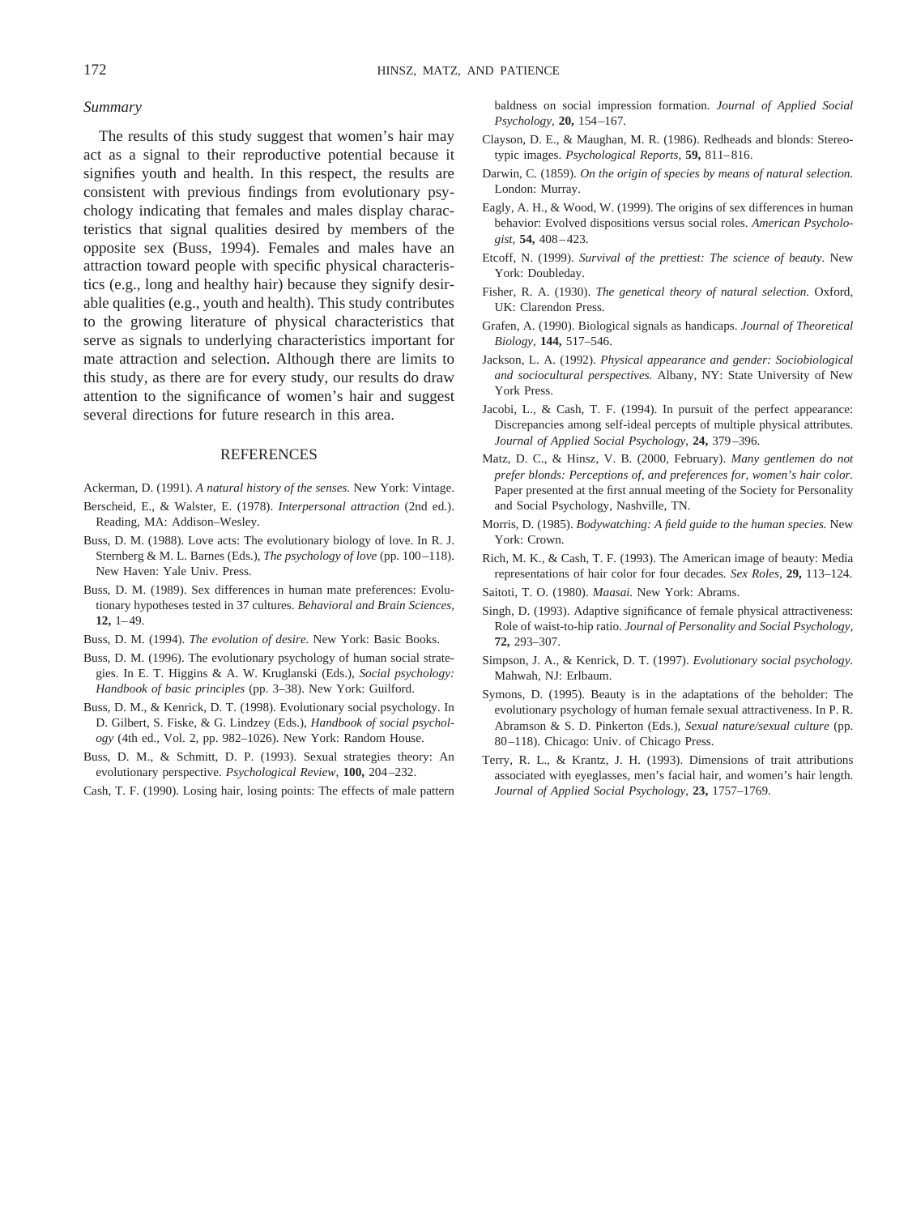### *Summary*

The results of this study suggest that women's hair may act as a signal to their reproductive potential because it signifies youth and health. In this respect, the results are consistent with previous findings from evolutionary psychology indicating that females and males display characteristics that signal qualities desired by members of the opposite sex (Buss, 1994). Females and males have an attraction toward people with specific physical characteristics (e.g., long and healthy hair) because they signify desirable qualities (e.g., youth and health). This study contributes to the growing literature of physical characteristics that serve as signals to underlying characteristics important for mate attraction and selection. Although there are limits to this study, as there are for every study, our results do draw attention to the significance of women's hair and suggest several directions for future research in this area.

## REFERENCES

Ackerman, D. (1991). *A natural history of the senses.* New York: Vintage.

Berscheid, E., & Walster, E. (1978). *Interpersonal attraction* (2nd ed.). Reading, MA: Addison–Wesley.

Buss, D. M. (1988). Love acts: The evolutionary biology of love. In R. J. Sternberg & M. L. Barnes (Eds.), *The psychology of love* (pp. 100–118). New Haven: Yale Univ. Press.

Buss, D. M. (1989). Sex differences in human mate preferences: Evolutionary hypotheses tested in 37 cultures. *Behavioral and Brain Sciences,* **12,** 1–49.

Buss, D. M. (1994). *The evolution of desire.* New York: Basic Books.

Buss, D. M. (1996). The evolutionary psychology of human social strategies. In E. T. Higgins & A. W. Kruglanski (Eds.), *Social psychology: Handbook of basic principles* (pp. 3–38). New York: Guilford.

Buss, D. M., & Kenrick, D. T. (1998). Evolutionary social psychology. In D. Gilbert, S. Fiske, & G. Lindzey (Eds.), *Handbook of social psychology* (4th ed., Vol. 2, pp. 982–1026). New York: Random House.

Buss, D. M., & Schmitt, D. P. (1993). Sexual strategies theory: An evolutionary perspective. *Psychological Review,* **100,** 204–232.

Cash, T. F. (1990). Losing hair, losing points: The effects of male pattern baldness on social impression formation. *Journal of Applied Social Psychology,* **20,** 154–167.

Clayson, D. E., & Maughan, M. R. (1986). Redheads and blonds: Stereotypic images. *Psychological Reports,* **59,** 811–816.

Darwin, C. (1859). *On the origin of species by means of natural selection.* London: Murray.

Eagly, A. H., & Wood, W. (1999). The origins of sex differences in human behavior: Evolved dispositions versus social roles. *American Psychologist,* **54,** 408–423.

Etcoff, N. (1999). *Survival of the prettiest: The science of beauty.* New York: Doubleday.

Fisher, R. A. (1930). *The genetical theory of natural selection.* Oxford, UK: Clarendon Press.

Grafen, A. (1990). Biological signals as handicaps. *Journal of Theoretical Biology,* **144,** 517–546.

Jackson, L. A. (1992). *Physical appearance and gender: Sociobiological and sociocultural perspectives.* Albany, NY: State University of New York Press.

Jacobi, L., & Cash, T. F. (1994). In pursuit of the perfect appearance: Discrepancies among self-ideal percepts of multiple physical attributes. *Journal of Applied Social Psychology,* **24,** 379–396.

Matz, D. C., & Hinsz, V. B. (2000, February). *Many gentlemen do not prefer blonds: Perceptions of, and preferences for, women's hair color.* Paper presented at the first annual meeting of the Society for Personality and Social Psychology, Nashville, TN.

Morris, D. (1985). *Bodywatching: A field guide to the human species.* New York: Crown.

Rich, M. K., & Cash, T. F. (1993). The American image of beauty: Media representations of hair color for four decades. *Sex Roles,* **29,** 113–124.

Saitoti, T. O. (1980). *Maasai.* New York: Abrams.

Singh, D. (1993). Adaptive significance of female physical attractiveness: Role of waist-to-hip ratio. *Journal of Personality and Social Psychology,* **72,** 293–307.

Simpson, J. A., & Kenrick, D. T. (1997). *Evolutionary social psychology.* Mahwah, NJ: Erlbaum.

Symons, D. (1995). Beauty is in the adaptations of the beholder: The evolutionary psychology of human female sexual attractiveness. In P. R. Abramson & S. D. Pinkerton (Eds.), *Sexual nature/sexual culture* (pp. 80–118). Chicago: Univ. of Chicago Press.

Terry, R. L., & Krantz, J. H. (1993). Dimensions of trait attributions associated with eyeglasses, men's facial hair, and women's hair length. *Journal of Applied Social Psychology,* **23,** 1757–1769.